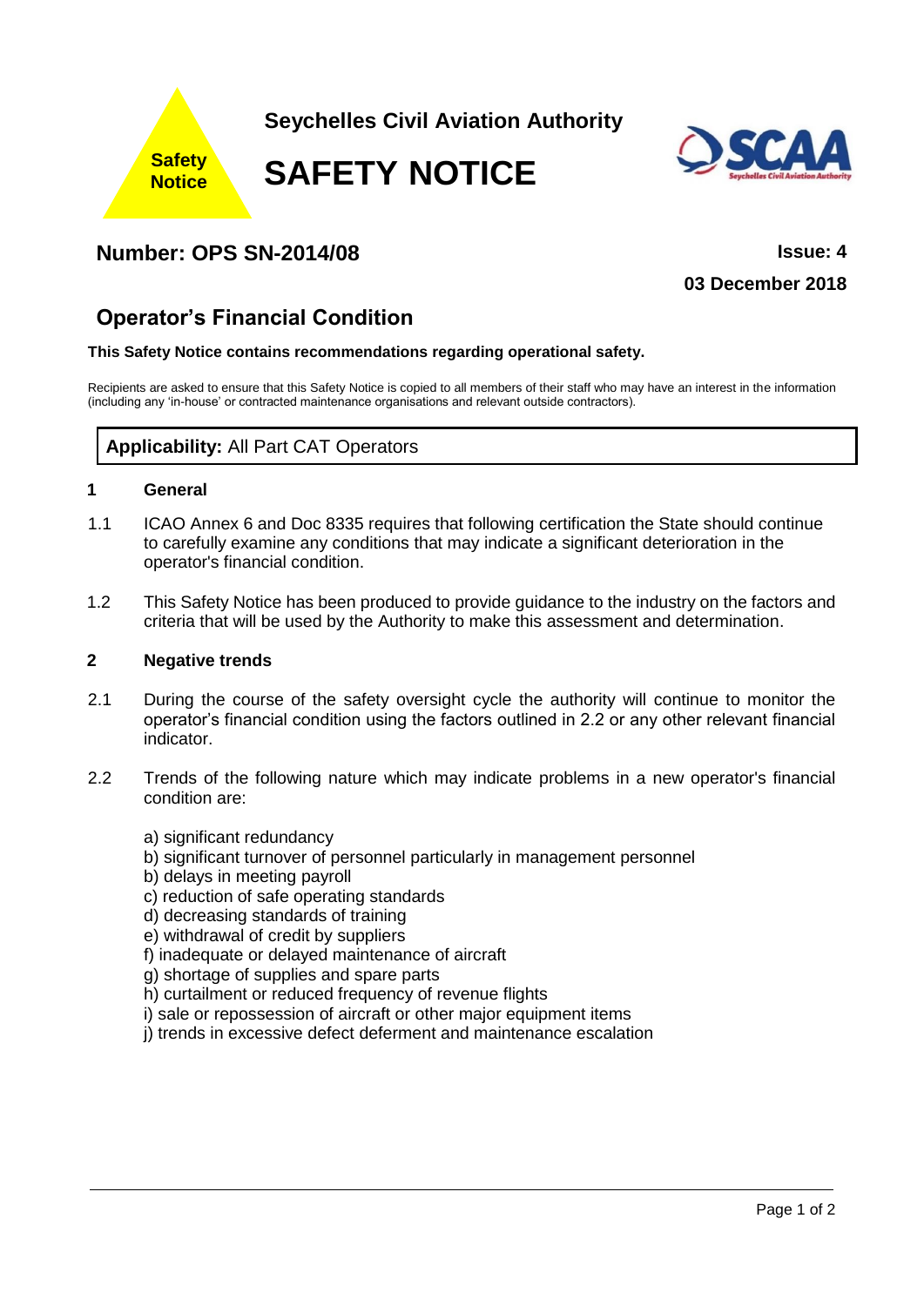Safety Notice

Seychelles Civil Aviation Authority

# SAFETY NOTICE

## Number: OPS SN-2014/08

**Issue: 4**

**03 December 2018**

## Operator's Financial Condition

**This Safety Notice contains recommendations regarding operational safety.**

Recipients are asked to ensure that this Safety Notice is copied to all members of their staff who may have an interest in the information (including any 'in-house' or contracted maintenance organisations and relevant outside contractors).

**Applicability:** All Part CAT Operators

### 1 General

1.1 ICAO Annex 6 and Doc 8335 requires that following certification the State should continue to carefully examine any conditions that may indicate a significant deterioration in the operator's financial condition.

1.2 This Safety Notice has been produced to provide guidance to the industry on the factors and criteria that will be used by the Authority to make this assessment and determination.

### 2 Negative trends

2.1 During the course of the safety oversight cycle the authority will continue to monitor the operator's financial condition using the factors outlined in 2.2 or any other relevant financial indicator.

2.2 Trends of the following nature which may indicate problems in a new operator's financial condition are:

a) significant redundancy
b) significant turnover of personnel particularly in management personnel
b) delays in meeting payroll
c) reduction of safe operating standards
d) decreasing standards of training
e) withdrawal of credit by suppliers
f) inadequate or delayed maintenance of aircraft
g) shortage of supplies and spare parts
h) curtailment or reduced frequency of revenue flights
i) sale or repossession of aircraft or other major equipment items
j) trends in excessive defect deferment and maintenance escalation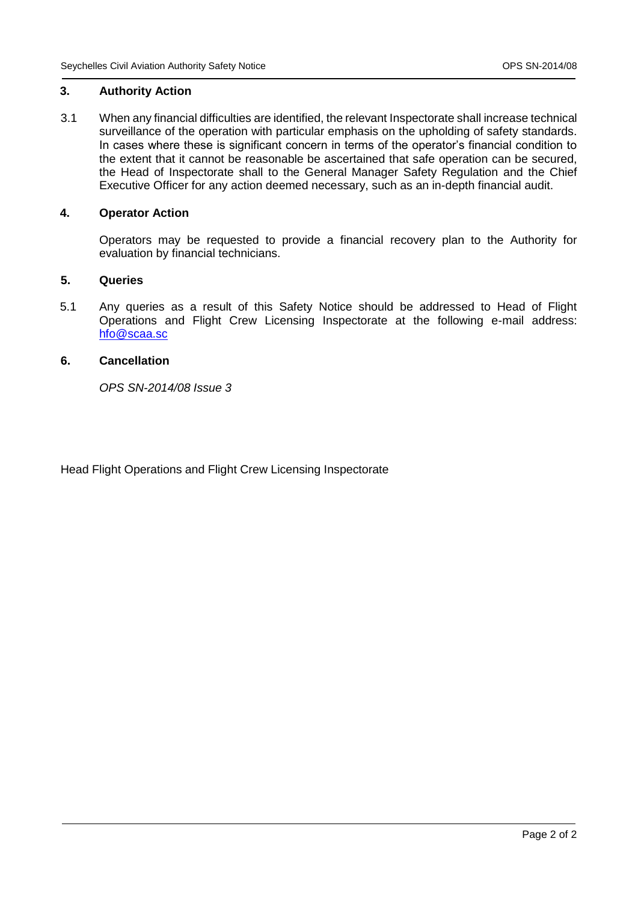## 3. Authority Action

3.1 When any financial difficulties are identified, the relevant Inspectorate shall increase technical surveillance of the operation with particular emphasis on the upholding of safety standards. In cases where these is significant concern in terms of the operator's financial condition to the extent that it cannot be reasonable be ascertained that safe operation can be secured, the Head of Inspectorate shall to the General Manager Safety Regulation and the Chief Executive Officer for any action deemed necessary, such as an in-depth financial audit.

## 4. Operator Action

Operators may be requested to provide a financial recovery plan to the Authority for evaluation by financial technicians.

## 5. Queries

5.1 Any queries as a result of this Safety Notice should be addressed to Head of Flight Operations and Flight Crew Licensing Inspectorate at the following e-mail address: hfo@scaa.sc

## 6. Cancellation

*OPS SN-2014/08 Issue 3*

Head Flight Operations and Flight Crew Licensing Inspectorate